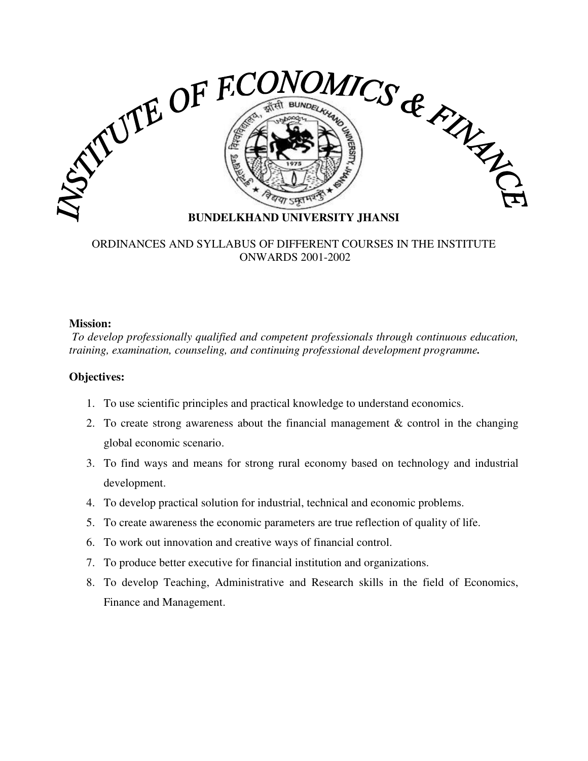# INSTITUTE OF ECONOMICS & FINANCE

**BUNDELKHAND UNIVERSITY JHANSI**

ORDINANCES AND SYLLABUS OF DIFFERENT COURSES IN THE INSTITUTE ONWARDS 2001-2002

**Mission:**

*To develop professionally qualified and competent professionals through continuous education, training, examination, counseling, and continuing professional development programme.*

**Objectives:**

1. To use scientific principles and practical knowledge to understand economics.
2. To create strong awareness about the financial management & control in the changing global economic scenario.
3. To find ways and means for strong rural economy based on technology and industrial development.
4. To develop practical solution for industrial, technical and economic problems.
5. To create awareness the economic parameters are true reflection of quality of life.
6. To work out innovation and creative ways of financial control.
7. To produce better executive for financial institution and organizations.
8. To develop Teaching, Administrative and Research skills in the field of Economics, Finance and Management.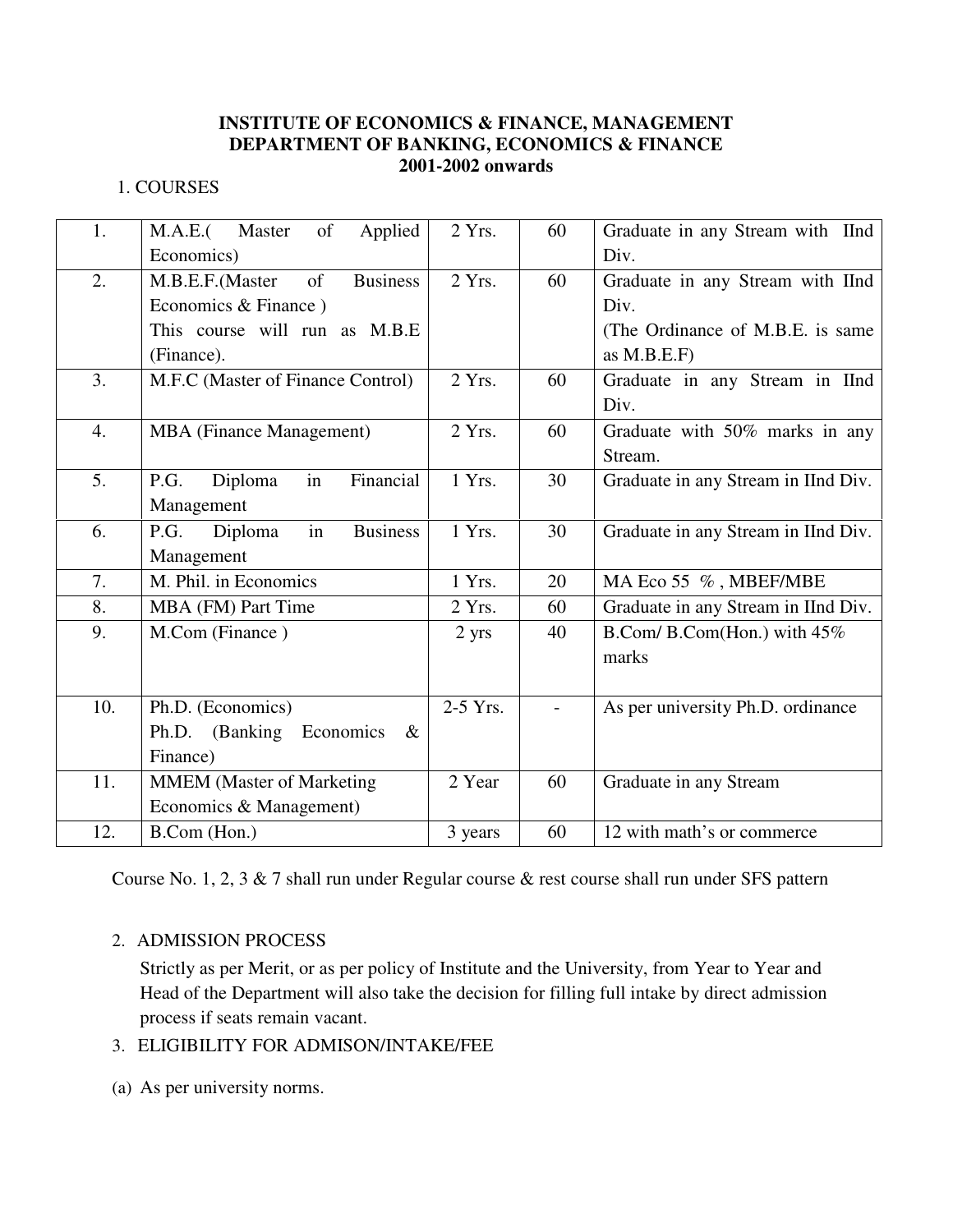**INSTITUTE OF ECONOMICS & FINANCE, MANAGEMENT**
**DEPARTMENT OF BANKING, ECONOMICS & FINANCE**
**2001-2002 onwards**

1. COURSES

| | | | | |
|---|---|---|---|---|
| 1. | M.A.E.( Master of Applied Economics) | 2 Yrs. | 60 | Graduate in any Stream with IInd Div. |
| 2. | M.B.E.F.(Master of Business Economics & Finance ) This course will run as M.B.E (Finance). | 2 Yrs. | 60 | Graduate in any Stream with IInd Div. (The Ordinance of M.B.E. is same as M.B.E.F) |
| 3. | M.F.C (Master of Finance Control) | 2 Yrs. | 60 | Graduate in any Stream in IInd Div. |
| 4. | MBA (Finance Management) | 2 Yrs. | 60 | Graduate with 50% marks in any Stream. |
| 5. | P.G. Diploma in Financial Management | 1 Yrs. | 30 | Graduate in any Stream in IInd Div. |
| 6. | P.G. Diploma in Business Management | 1 Yrs. | 30 | Graduate in any Stream in IInd Div. |
| 7. | M. Phil. in Economics | 1 Yrs. | 20 | MA Eco 55 % , MBEF/MBE |
| 8. | MBA (FM) Part Time | 2 Yrs. | 60 | Graduate in any Stream in IInd Div. |
| 9. | M.Com (Finance ) | 2 yrs | 40 | B.Com/ B.Com(Hon.) with 45% marks |
| 10. | Ph.D. (Economics) Ph.D. (Banking Economics & Finance) | 2-5 Yrs. | - | As per university Ph.D. ordinance |
| 11. | MMEM (Master of Marketing Economics & Management) | 2 Year | 60 | Graduate in any Stream |
| 12. | B.Com (Hon.) | 3 years | 60 | 12 with math's or commerce |

Course No. 1, 2, 3 & 7 shall run under Regular course & rest course shall run under SFS pattern

2. ADMISSION PROCESS

   Strictly as per Merit, or as per policy of Institute and the University, from Year to Year and Head of the Department will also take the decision for filling full intake by direct admission process if seats remain vacant.

3. ELIGIBILITY FOR ADMISON/INTAKE/FEE

(a) As per university norms.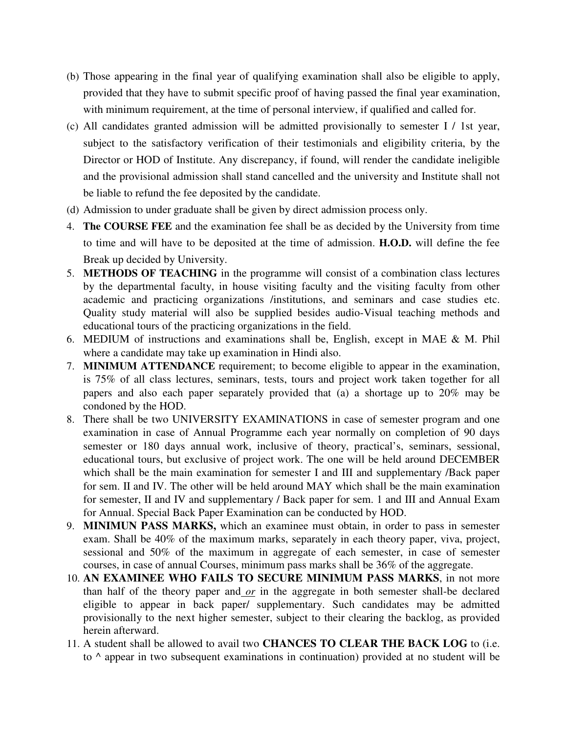(b) Those appearing in the final year of qualifying examination shall also be eligible to apply, provided that they have to submit specific proof of having passed the final year examination, with minimum requirement, at the time of personal interview, if qualified and called for.

(c) All candidates granted admission will be admitted provisionally to semester I / 1st year, subject to the satisfactory verification of their testimonials and eligibility criteria, by the Director or HOD of Institute. Any discrepancy, if found, will render the candidate ineligible and the provisional admission shall stand cancelled and the university and Institute shall not be liable to refund the fee deposited by the candidate.

(d) Admission to under graduate shall be given by direct admission process only.

4. **The COURSE FEE** and the examination fee shall be as decided by the University from time to time and will have to be deposited at the time of admission. **H.O.D.** will define the fee Break up decided by University.
5. **METHODS OF TEACHING** in the programme will consist of a combination class lectures by the departmental faculty, in house visiting faculty and the visiting faculty from other academic and practicing organizations /institutions, and seminars and case studies etc. Quality study material will also be supplied besides audio-Visual teaching methods and educational tours of the practicing organizations in the field.
6. MEDIUM of instructions and examinations shall be, English, except in MAE & M. Phil where a candidate may take up examination in Hindi also.
7. **MINIMUM ATTENDANCE** requirement; to become eligible to appear in the examination, is 75% of all class lectures, seminars, tests, tours and project work taken together for all papers and also each paper separately provided that (a) a shortage up to 20% may be condoned by the HOD.
8. There shall be two UNIVERSITY EXAMINATIONS in case of semester program and one examination in case of Annual Programme each year normally on completion of 90 days semester or 180 days annual work, inclusive of theory, practical's, seminars, sessional, educational tours, but exclusive of project work. The one will be held around DECEMBER which shall be the main examination for semester I and III and supplementary /Back paper for sem. II and IV. The other will be held around MAY which shall be the main examination for semester, II and IV and supplementary / Back paper for sem. 1 and III and Annual Exam for Annual. Special Back Paper Examination can be conducted by HOD.
9. **MINIMUN PASS MARKS,** which an examinee must obtain, in order to pass in semester exam. Shall be 40% of the maximum marks, separately in each theory paper, viva, project, sessional and 50% of the maximum in aggregate of each semester, in case of semester courses, in case of annual Courses, minimum pass marks shall be 36% of the aggregate.
10. **AN EXAMINEE WHO FAILS TO SECURE MINIMUM PASS MARKS**, in not more than half of the theory paper and *or* in the aggregate in both semester shall-be declared eligible to appear in back paper/ supplementary. Such candidates may be admitted provisionally to the next higher semester, subject to their clearing the backlog, as provided herein afterward.
11. A student shall be allowed to avail two **CHANCES TO CLEAR THE BACK LOG** to (i.e. to ^ appear in two subsequent examinations in continuation) provided at no student will be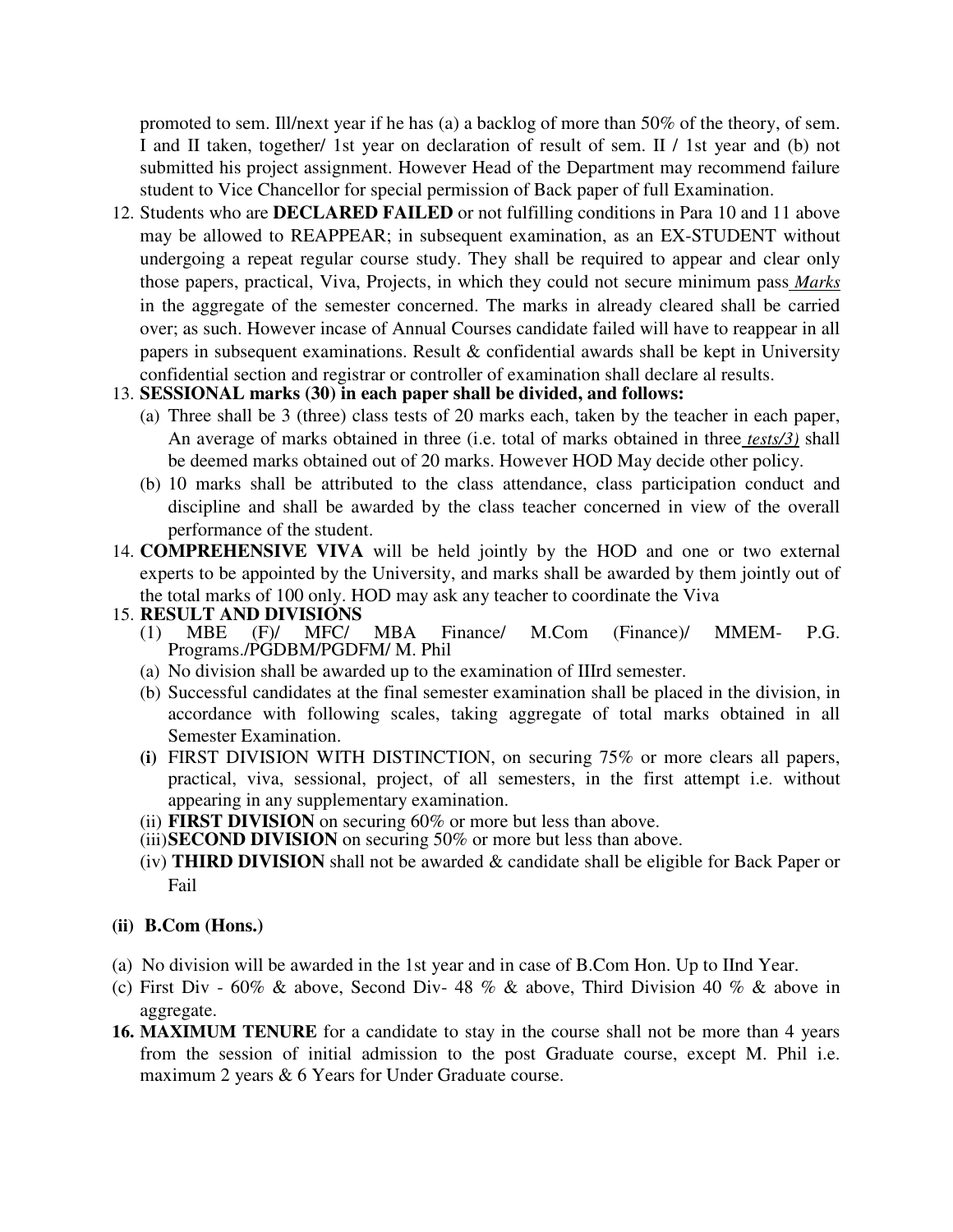promoted to sem. Ill/next year if he has (a) a backlog of more than 50% of the theory, of sem. I and II taken, together/ 1st year on declaration of result of sem. II / 1st year and (b) not submitted his project assignment. However Head of the Department may recommend failure student to Vice Chancellor for special permission of Back paper of full Examination.

12. Students who are **DECLARED FAILED** or not fulfilling conditions in Para 10 and 11 above may be allowed to REAPPEAR; in subsequent examination, as an EX-STUDENT without undergoing a repeat regular course study. They shall be required to appear and clear only those papers, practical, Viva, Projects, in which they could not secure minimum pass *Marks* in the aggregate of the semester concerned. The marks in already cleared shall be carried over; as such. However incase of Annual Courses candidate failed will have to reappear in all papers in subsequent examinations. Result & confidential awards shall be kept in University confidential section and registrar or controller of examination shall declare al results.
13. **SESSIONAL marks (30) in each paper shall be divided, and follows:**
    (a) Three shall be 3 (three) class tests of 20 marks each, taken by the teacher in each paper, An average of marks obtained in three (i.e. total of marks obtained in three *tests/3)* shall be deemed marks obtained out of 20 marks. However HOD May decide other policy.
    (b) 10 marks shall be attributed to the class attendance, class participation conduct and discipline and shall be awarded by the class teacher concerned in view of the overall performance of the student.
14. **COMPREHENSIVE VIVA** will be held jointly by the HOD and one or two external experts to be appointed by the University, and marks shall be awarded by them jointly out of the total marks of 100 only. HOD may ask any teacher to coordinate the Viva
15. **RESULT AND DIVISIONS**
    (1) MBE (F)/ MFC/ MBA Finance/ M.Com (Finance)/ MMEM- P.G. Programs./PGDBM/PGDFM/ M. Phil
    (a) No division shall be awarded up to the examination of IIIrd semester.
    (b) Successful candidates at the final semester examination shall be placed in the division, in accordance with following scales, taking aggregate of total marks obtained in all Semester Examination.
    **(i)** FIRST DIVISION WITH DISTINCTION, on securing 75% or more clears all papers, practical, viva, sessional, project, of all semesters, in the first attempt i.e. without appearing in any supplementary examination.
    (ii) **FIRST DIVISION** on securing 60% or more but less than above.
    (iii) **SECOND DIVISION** on securing 50% or more but less than above.
    (iv) **THIRD DIVISION** shall not be awarded & candidate shall be eligible for Back Paper or Fail

**(ii) B.Com (Hons.)**

(a) No division will be awarded in the 1st year and in case of B.Com Hon. Up to IInd Year.
(c) First Div - 60% & above, Second Div- 48 % & above, Third Division 40 % & above in aggregate.

**16. MAXIMUM TENURE** for a candidate to stay in the course shall not be more than 4 years from the session of initial admission to the post Graduate course, except M. Phil i.e. maximum 2 years & 6 Years for Under Graduate course.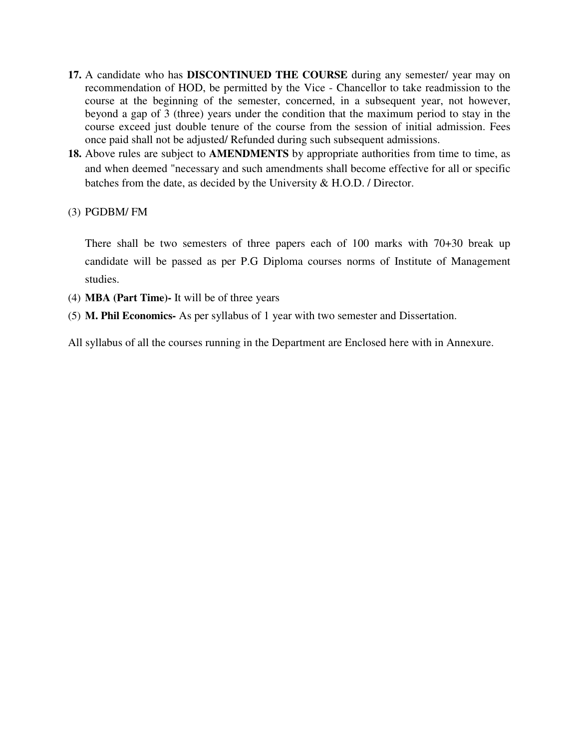17. A candidate who has **DISCONTINUED THE COURSE** during any semester/ year may on recommendation of HOD, be permitted by the Vice - Chancellor to take readmission to the course at the beginning of the semester, concerned, in a subsequent year, not however, beyond a gap of 3 (three) years under the condition that the maximum period to stay in the course exceed just double tenure of the course from the session of initial admission. Fees once paid shall not be adjusted/ Refunded during such subsequent admissions.
18. Above rules are subject to **AMENDMENTS** by appropriate authorities from time to time, as and when deemed "necessary and such amendments shall become effective for all or specific batches from the date, as decided by the University & H.O.D. / Director.

(3) PGDBM/ FM

There shall be two semesters of three papers each of 100 marks with 70+30 break up candidate will be passed as per P.G Diploma courses norms of Institute of Management studies.

(4) **MBA (Part Time)-** It will be of three years

(5) **M. Phil Economics-** As per syllabus of 1 year with two semester and Dissertation.

All syllabus of all the courses running in the Department are Enclosed here with in Annexure.